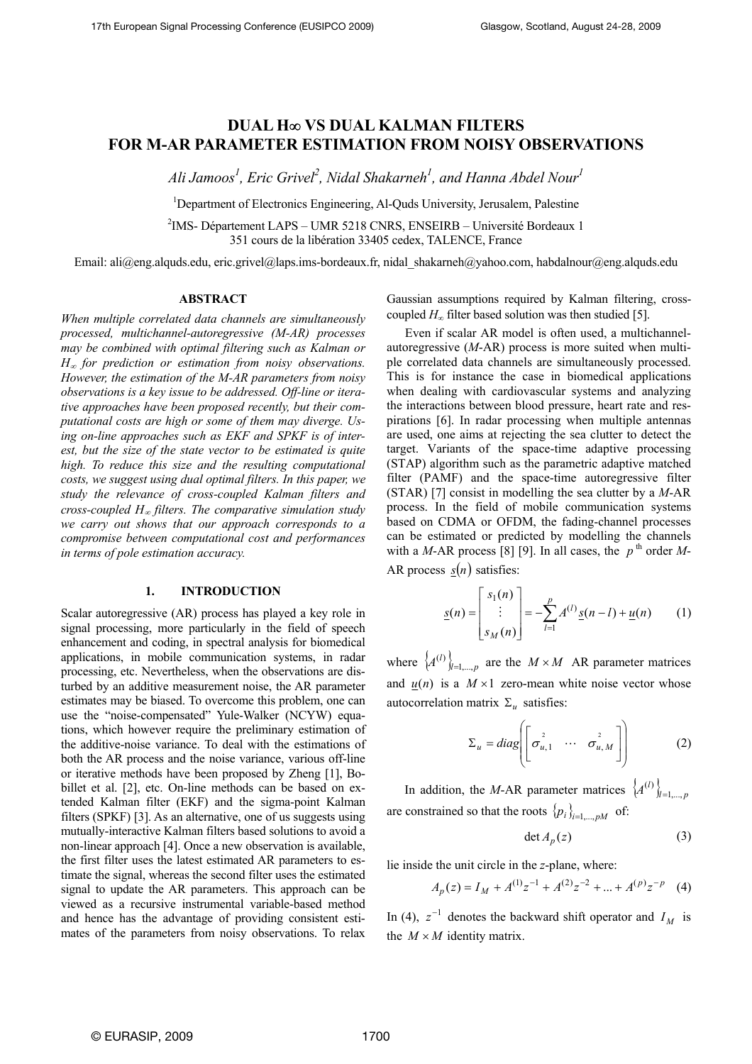# DUAL H∞ VS DUAL KALMAN FILTERS FOR M-AR PARAMETER ESTIMATION FROM NOISY OBSERVATIONS

*Ali Jamoos[1], Eric Grivel[2], Nidal Shakarneh[1], and Hanna Abdel Nour[1]*

[1]Department of Electronics Engineering, Al-Quds University, Jerusalem, Palestine

[2]IMS- Département LAPS – UMR 5218 CNRS, ENSEIRB – Université Bordeaux 1
351 cours de la libération 33405 cedex, TALENCE, France

Email: ali@eng.alquds.edu, eric.grivel@laps.ims-bordeaux.fr, nidal_shakarneh@yahoo.com, habdalnour@eng.alquds.edu

## ABSTRACT

*When multiple correlated data channels are simultaneously processed, multichannel-autoregressive (M-AR) processes may be combined with optimal filtering such as Kalman or $H_\infty$ for prediction or estimation from noisy observations. However, the estimation of the M-AR parameters from noisy observations is a key issue to be addressed. Off-line or iterative approaches have been proposed recently, but their computational costs are high or some of them may diverge. Using on-line approaches such as EKF and SPKF is of interest, but the size of the state vector to be estimated is quite high. To reduce this size and the resulting computational costs, we suggest using dual optimal filters. In this paper, we study the relevance of cross-coupled Kalman filters and cross-coupled $H_\infty$ filters. The comparative simulation study we carry out shows that our approach corresponds to a compromise between computational cost and performances in terms of pole estimation accuracy.*

## 1. INTRODUCTION

Scalar autoregressive (AR) process has played a key role in signal processing, more particularly in the field of speech enhancement and coding, in spectral analysis for biomedical applications, in mobile communication systems, in radar processing, etc. Nevertheless, when the observations are disturbed by an additive measurement noise, the AR parameter estimates may be biased. To overcome this problem, one can use the "noise-compensated" Yule-Walker (NCYW) equations, which however require the preliminary estimation of the additive-noise variance. To deal with the estimations of both the AR process and the noise variance, various off-line or iterative methods have been proposed by Zheng [1], Bobillet et al. [2], etc. On-line methods can be based on extended Kalman filter (EKF) and the sigma-point Kalman filters (SPKF) [3]. As an alternative, one of us suggests using mutually-interactive Kalman filters based solutions to avoid a non-linear approach [4]. Once a new observation is available, the first filter uses the latest estimated AR parameters to estimate the signal, whereas the second filter uses the estimated signal to update the AR parameters. This approach can be viewed as a recursive instrumental variable-based method and hence has the advantage of providing consistent estimates of the parameters from noisy observations. To relax Gaussian assumptions required by Kalman filtering, cross-coupled $H_\infty$ filter based solution was then studied [5].

Even if scalar AR model is often used, a multichannel-autoregressive (*M*-AR) process is more suited when multiple correlated data channels are simultaneously processed. This is for instance the case in biomedical applications when dealing with cardiovascular systems and analyzing the interactions between blood pressure, heart rate and respirations [6]. In radar processing when multiple antennas are used, one aims at rejecting the sea clutter to detect the target. Variants of the space-time adaptive processing (STAP) algorithm such as the parametric adaptive matched filter (PAMF) and the space-time autoregressive filter (STAR) [7] consist in modelling the sea clutter by a *M*-AR process. In the field of mobile communication systems based on CDMA or OFDM, the fading-channel processes can be estimated or predicted by modelling the channels with a *M*-AR process [8] [9]. In all cases, the $p^{\text{th}}$ order *M*-AR process $\underline{s}(n)$ satisfies:

$$\underline{s}(n) = \begin{bmatrix} s_1(n) \\ \vdots \\ s_M(n) \end{bmatrix} = -\sum_{l=1}^{p} A^{(l)} \underline{s}(n-l) + \underline{u}(n) \qquad (1)$$

where $\left\{A^{(l)}\right\}_{l=1,\dots,p}$ are the $M \times M$ AR parameter matrices and $\underline{u}(n)$ is a $M \times 1$ zero-mean white noise vector whose autocorrelation matrix $\Sigma_u$ satisfies:

$$\Sigma_u = diag\left(\begin{bmatrix} \sigma_{u,1}^2 & \cdots & \sigma_{u,M}^2 \end{bmatrix}\right) \qquad (2)$$

In addition, the *M*-AR parameter matrices $\left\{A^{(l)}\right\}_{l=1,\dots,p}$ are constrained so that the roots $\{p_i\}_{i=1,\dots,pM}$ of:

$$\det A_p(z) \qquad (3)$$

lie inside the unit circle in the *z*-plane, where:

$$A_p(z) = I_M + A^{(1)}z^{-1} + A^{(2)}z^{-2} + \dots + A^{(p)}z^{-p} \qquad (4)$$

In (4), $z^{-1}$ denotes the backward shift operator and $I_M$ is the $M \times M$ identity matrix.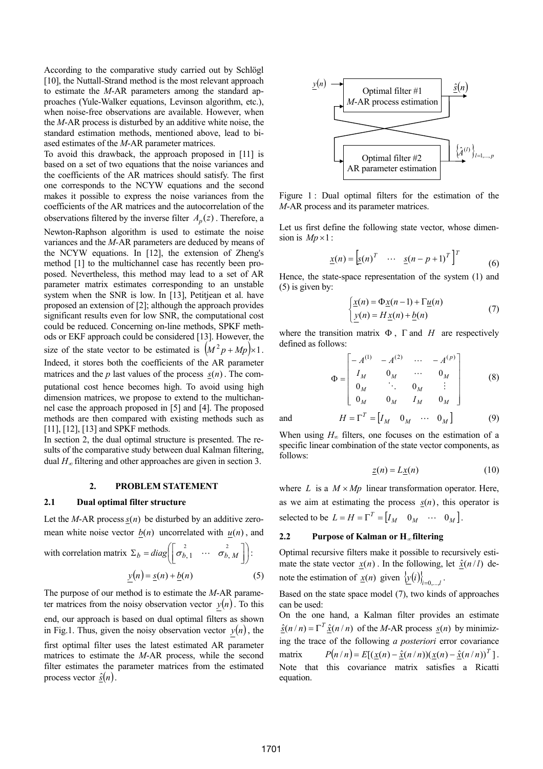According to the comparative study carried out by Schlögl [10], the Nuttall-Strand method is the most relevant approach to estimate the *M*-AR parameters among the standard approaches (Yule-Walker equations, Levinson algorithm, etc.), when noise-free observations are available. However, when the *M*-AR process is disturbed by an additive white noise, the standard estimation methods, mentioned above, lead to biased estimates of the *M*-AR parameter matrices.

To avoid this drawback, the approach proposed in [11] is based on a set of two equations that the noise variances and the coefficients of the AR matrices should satisfy. The first one corresponds to the NCYW equations and the second makes it possible to express the noise variances from the coefficients of the AR matrices and the autocorrelation of the observations filtered by the inverse filter $A_p(z)$. Therefore, a Newton-Raphson algorithm is used to estimate the noise variances and the *M*-AR parameters are deduced by means of the NCYW equations. In [12], the extension of Zheng's method [1] to the multichannel case has recently been proposed. Nevertheless, this method may lead to a set of AR parameter matrix estimates corresponding to an unstable system when the SNR is low. In [13], Petitjean et al. have proposed an extension of [2]; although the approach provides significant results even for low SNR, the computational cost could be reduced. Concerning on-line methods, SPKF methods or EKF approach could be considered [13]. However, the size of the state vector to be estimated is $\left(M^2 p + Mp\right)\times 1$. Indeed, it stores both the coefficients of the AR parameter matrices and the *p* last values of the process $\underline{s}(n)$. The computational cost hence becomes high. To avoid using high dimension matrices, we propose to extend to the multichannel case the approach proposed in [5] and [4]. The proposed methods are then compared with existing methods such as [11], [12], [13] and SPKF methods.

In section 2, the dual optimal structure is presented. The results of the comparative study between dual Kalman filtering, dual $H_\infty$ filtering and other approaches are given in section 3.

## 2. PROBLEM STATEMENT

### 2.1 Dual optimal filter structure

Let the *M*-AR process $\underline{s}(n)$ be disturbed by an additive zero-mean white noise vector $\underline{b}(n)$ uncorrelated with $\underline{u}(n)$, and with correlation matrix $\Sigma_b = diag\left(\begin{bmatrix}\sigma^2_{b,1} & \cdots & \sigma^2_{b,M}\end{bmatrix}\right)$:

$$\underline{y}(n) = \underline{s}(n) + \underline{b}(n) \tag{5}$$

The purpose of our method is to estimate the *M*-AR parameter matrices from the noisy observation vector $\underline{y}(n)$. To this end, our approach is based on dual optimal filters as shown in Fig.1. Thus, given the noisy observation vector $\underline{y}(n)$, the first optimal filter uses the latest estimated AR parameter matrices to estimate the *M*-AR process, while the second filter estimates the parameter matrices from the estimated process vector $\underline{\hat{s}}(n)$.

Figure 1 : Dual optimal filters for the estimation of the *M*-AR process and its parameter matrices.

Let us first define the following state vector, whose dimension is $Mp \times 1$:

$$\underline{x}(n) = \begin{bmatrix}\underline{s}(n)^T & \cdots & \underline{s}(n-p+1)^T\end{bmatrix}^T \tag{6}$$

Hence, the state-space representation of the system (1) and (5) is given by:

$$\begin{cases}\underline{x}(n) = \Phi \underline{x}(n-1) + \Gamma \underline{u}(n) \\ \underline{y}(n) = H\,\underline{x}(n) + \underline{b}(n)\end{cases} \tag{7}$$

where the transition matrix $\Phi$, $\Gamma$ and $H$ are respectively defined as follows:

$$\Phi = \begin{bmatrix} -A^{(1)} & -A^{(2)} & \cdots & -A^{(p)} \\ I_M & 0_M & \cdots & 0_M \\ 0_M & \ddots & 0_M & \vdots \\ 0_M & 0_M & I_M & 0_M \end{bmatrix} \tag{8}$$

and

$$H = \Gamma^T = \begin{bmatrix} I_M & 0_M & \cdots & 0_M \end{bmatrix} \tag{9}$$

When using $H_\infty$ filters, one focuses on the estimation of a specific linear combination of the state vector components, as follows:

$$\underline{z}(n) = L\underline{x}(n) \tag{10}$$

where $L$ is a $M \times Mp$ linear transformation operator. Here, as we aim at estimating the process $\underline{s}(n)$, this operator is selected to be $L = H = \Gamma^T = \begin{bmatrix} I_M & 0_M & \cdots & 0_M \end{bmatrix}$.

### 2.2 Purpose of Kalman or $H_\infty$ filtering

Optimal recursive filters make it possible to recursively estimate the state vector $\underline{x}(n)$. In the following, let $\underline{\hat{x}}(n/l)$ denote the estimation of $\underline{x}(n)$ given $\left\{\underline{y}(i)\right\}_{i=0,\ldots,l}$.

Based on the state space model (7), two kinds of approaches can be used:

On the one hand, a Kalman filter provides an estimate $\underline{\hat{s}}(n/n) = \Gamma^T \underline{\hat{x}}(n/n)$ of the *M*-AR process $\underline{s}(n)$ by minimizing the trace of the following *a posteriori* error covariance matrix $P(n/n) = E[(\underline{x}(n) - \underline{\hat{x}}(n/n))(\underline{x}(n) - \underline{\hat{x}}(n/n))^T]$. Note that this covariance matrix satisfies a Ricatti equation.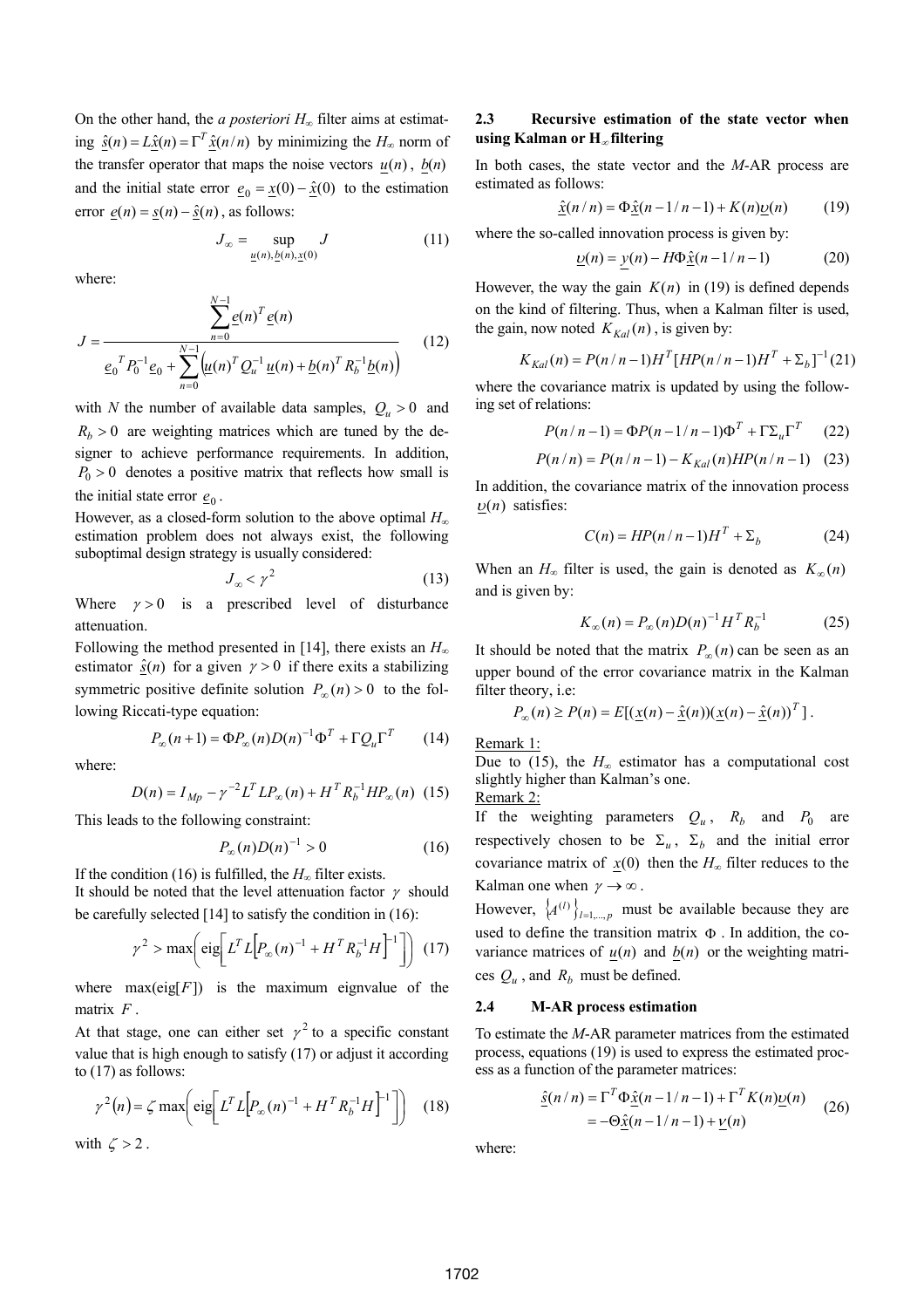On the other hand, the *a posteriori* $H_\infty$ filter aims at estimating $\underline{\hat{s}}(n) = L\underline{\hat{x}}(n) = \Gamma^T \underline{\hat{x}}(n/n)$ by minimizing the $H_\infty$ norm of the transfer operator that maps the noise vectors $\underline{u}(n)$, $\underline{b}(n)$ and the initial state error $\underline{e}_0 = \underline{x}(0) - \underline{\hat{x}}(0)$ to the estimation error $\underline{e}(n) = \underline{s}(n) - \underline{\hat{s}}(n)$, as follows:

$$J_\infty = \sup_{\underline{u}(n), \underline{b}(n), \underline{x}(0)} J \tag{11}$$

where:

$$J = \frac{\sum_{n=0}^{N-1} \underline{e}(n)^T \underline{e}(n)}{\underline{e}_0^T P_0^{-1} \underline{e}_0 + \sum_{n=0}^{N-1} \left( \underline{u}(n)^T Q_u^{-1} \underline{u}(n) + \underline{b}(n)^T R_b^{-1} \underline{b}(n) \right)} \tag{12}$$

with $N$ the number of available data samples, $Q_u > 0$ and $R_b > 0$ are weighting matrices which are tuned by the designer to achieve performance requirements. In addition, $P_0 > 0$ denotes a positive matrix that reflects how small is the initial state error $\underline{e}_0$.

However, as a closed-form solution to the above optimal $H_\infty$ estimation problem does not always exist, the following suboptimal design strategy is usually considered:

$$J_\infty < \gamma^2 \tag{13}$$

Where $\gamma > 0$ is a prescribed level of disturbance attenuation.

Following the method presented in [14], there exists an $H_\infty$ estimator $\underline{\hat{s}}(n)$ for a given $\gamma > 0$ if there exits a stabilizing symmetric positive definite solution $P_\infty(n) > 0$ to the following Riccati-type equation:

$$P_\infty(n+1) = \Phi P_\infty(n) D(n)^{-1} \Phi^T + \Gamma Q_u \Gamma^T \tag{14}$$

where:

$$D(n) = I_{Mp} - \gamma^{-2} L^T L P_\infty(n) + H^T R_b^{-1} H P_\infty(n) \tag{15}$$

This leads to the following constraint:

$$P_\infty(n) D(n)^{-1} > 0 \tag{16}$$

If the condition (16) is fulfilled, the $H_\infty$ filter exists.

It should be noted that the level attenuation factor $\gamma$ should be carefully selected [14] to satisfy the condition in (16):

$$\gamma^2 > \max\left( \mathrm{eig}\left[ L^T L \left[ P_\infty(n)^{-1} + H^T R_b^{-1} H \right]^{-1} \right] \right) \tag{17}$$

where $\max(\mathrm{eig}[F])$ is the maximum eignvalue of the matrix $F$.

At that stage, one can either set $\gamma^2$ to a specific constant value that is high enough to satisfy (17) or adjust it according to (17) as follows:

$$\gamma^2(n) = \zeta \max\left( \mathrm{eig}\left[ L^T L \left[ P_\infty(n)^{-1} + H^T R_b^{-1} H \right]^{-1} \right] \right) \tag{18}$$

with $\zeta > 2$.

## 2.3 Recursive estimation of the state vector when using Kalman or H$_\infty$ filtering

In both cases, the state vector and the *M*-AR process are estimated as follows:

$$\underline{\hat{x}}(n/n) = \Phi \underline{\hat{x}}(n-1/n-1) + K(n) \underline{\upsilon}(n) \tag{19}$$

where the so-called innovation process is given by:

$$\underline{\upsilon}(n) = \underline{y}(n) - H \Phi \underline{\hat{x}}(n-1/n-1) \tag{20}$$

However, the way the gain $K(n)$ in (19) is defined depends on the kind of filtering. Thus, when a Kalman filter is used, the gain, now noted $K_{Kal}(n)$, is given by:

$$K_{Kal}(n) = P(n/n-1) H^T [H P(n/n-1) H^T + \Sigma_b]^{-1} \tag{21}$$

where the covariance matrix is updated by using the following set of relations:

$$P(n/n-1) = \Phi P(n-1/n-1) \Phi^T + \Gamma \Sigma_u \Gamma^T \tag{22}$$

$$P(n/n) = P(n/n-1) - K_{Kal}(n) H P(n/n-1) \tag{23}$$

In addition, the covariance matrix of the innovation process $\underline{\upsilon}(n)$ satisfies:

$$C(n) = H P(n/n-1) H^T + \Sigma_b \tag{24}$$

When an $H_\infty$ filter is used, the gain is denoted as $K_\infty(n)$ and is given by:

$$K_\infty(n) = P_\infty(n) D(n)^{-1} H^T R_b^{-1} \tag{25}$$

It should be noted that the matrix $P_\infty(n)$ can be seen as an upper bound of the error covariance matrix in the Kalman filter theory, i.e:

$$P_\infty(n) \geq P(n) = E[(\underline{x}(n) - \underline{\hat{x}}(n))(\underline{x}(n) - \underline{\hat{x}}(n))^T].$$

Remark 1:

Due to (15), the $H_\infty$ estimator has a computational cost slightly higher than Kalman's one.

Remark 2:

If the weighting parameters $Q_u$, $R_b$ and $P_0$ are respectively chosen to be $\Sigma_u$, $\Sigma_b$ and the initial error covariance matrix of $\underline{x}(0)$ then the $H_\infty$ filter reduces to the Kalman one when $\gamma \to \infty$.

However, $\left\{ A^{(l)} \right\}_{l=1,\ldots,p}$ must be available because they are used to define the transition matrix $\Phi$. In addition, the covariance matrices of $\underline{u}(n)$ and $\underline{b}(n)$ or the weighting matrices $Q_u$, and $R_b$ must be defined.

## 2.4 M-AR process estimation

To estimate the *M*-AR parameter matrices from the estimated process, equations (19) is used to express the estimated process as a function of the parameter matrices:

$$\begin{aligned} \underline{\hat{s}}(n/n) &= \Gamma^T \Phi \underline{\hat{x}}(n-1/n-1) + \Gamma^T K(n) \underline{\upsilon}(n) \\ &= -\Theta \underline{\hat{x}}(n-1/n-1) + \underline{\nu}(n) \end{aligned} \tag{26}$$

where: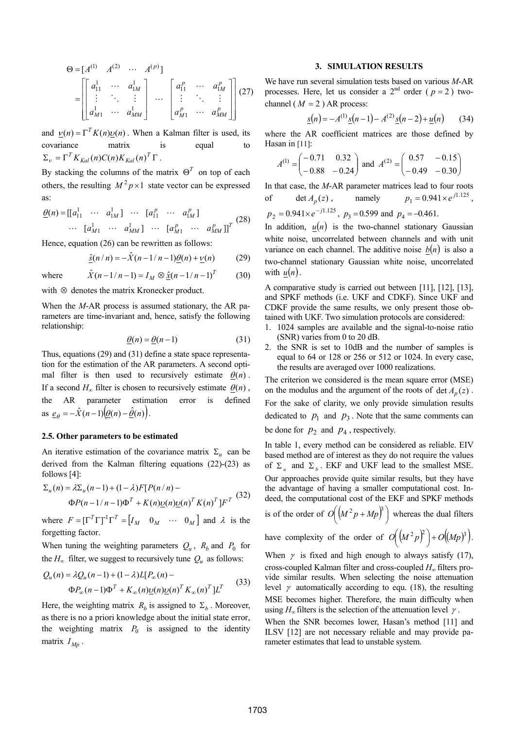$$\Theta = [A^{(1)} \quad A^{(2)} \quad \cdots \quad A^{(p)}]$$

$$= \left[ \begin{bmatrix} a_{11}^1 & \cdots & a_{1M}^1 \\ \vdots & \ddots & \vdots \\ a_{M1}^1 & \cdots & a_{MM}^1 \end{bmatrix} \cdots \begin{bmatrix} a_{11}^p & \cdots & a_{1M}^p \\ \vdots & \ddots & \vdots \\ a_{M1}^p & \cdots & a_{MM}^p \end{bmatrix} \right] \quad (27)$$

and $\underline{\nu}(n) = \Gamma^T K(n) \underline{\upsilon}(n)$. When a Kalman filter is used, its covariance matrix is equal to $\Sigma_\nu = \Gamma^T K_{Kal}(n) C(n) K_{Kal}(n)^T \Gamma$.

By stacking the columns of the matrix $\Theta^T$ on top of each others, the resulting $M^2 p \times 1$ state vector can be expressed as:

$$\underline{\theta}(n) = [[a_{11}^1 \ \cdots \ a_{1M}^1] \ \cdots \ [a_{11}^p \ \cdots \ a_{1M}^p] \ \cdots \ [a_{M1}^1 \ \cdots \ a_{MM}^1] \ \cdots \ [a_{M1}^p \ \cdots \ a_{MM}^p]]^T \quad (28)$$

Hence, equation (26) can be rewritten as follows:

$$\underline{\hat{s}}(n/n) = -\hat{X}(n-1/n-1)\underline{\theta}(n) + \underline{\nu}(n) \quad (29)$$

where $\quad \hat{X}(n-1/n-1) = I_M \otimes \underline{\hat{x}}(n-1/n-1)^T \quad (30)$

with $\otimes$ denotes the matrix Kronecker product.

When the *M*-AR process is assumed stationary, the AR parameters are time-invariant and, hence, satisfy the following relationship:

$$\underline{\theta}(n) = \underline{\theta}(n-1) \quad (31)$$

Thus, equations (29) and (31) define a state space representation for the estimation of the AR parameters. A second optimal filter is then used to recursively estimate $\underline{\theta}(n)$. If a second $H_\infty$ filter is chosen to recursively estimate $\underline{\theta}(n)$, the AR parameter estimation error is defined as $\underline{e}_\theta = -\hat{X}(n-1)\left(\underline{\theta}(n) - \underline{\hat{\theta}}(n)\right)$.

### 2.5. Other parameters to be estimated

An iterative estimation of the covariance matrix $\Sigma_u$ can be derived from the Kalman filtering equations (22)-(23) as follows [4]:

$$\Sigma_u(n) = \lambda \Sigma_u(n-1) + (1-\lambda) F[P(n/n) - \Phi P(n-1/n-1)\Phi^T + K(n)\underline{\upsilon}(n)\underline{\upsilon}(n)^T K(n)^T] F^T \quad (32)$$

where $F = [\Gamma^T \Gamma]^{-1} \Gamma^T = \begin{bmatrix} I_M & 0_M & \cdots & 0_M \end{bmatrix}$ and $\lambda$ is the forgetting factor.

When tuning the weighting parameters $Q_u$, $R_b$ and $P_0$ for the $H_\infty$ filter, we suggest to recursively tune $Q_u$ as follows:

$$Q_u(n) = \lambda Q_u(n-1) + (1-\lambda) L[P_\infty(n) - \Phi P_\infty(n-1)\Phi^T + K_\infty(n)\underline{\upsilon}(n)\underline{\upsilon}(n)^T K_\infty(n)^T] L^T \quad (33)$$

Here, the weighting matrix $R_b$ is assigned to $\Sigma_b$. Moreover, as there is no a priori knowledge about the initial state error, the weighting matrix $P_0$ is assigned to the identity matrix $I_{Mp}$.

## 3. SIMULATION RESULTS

We have run several simulation tests based on various *M*-AR processes. Here, let us consider a 2[nd] order ($p = 2$) two-channel ($M = 2$) AR process:

$$\underline{s}(n) = -A^{(1)}\underline{s}(n-1) - A^{(2)}\underline{s}(n-2) + \underline{u}(n) \quad (34)$$

where the AR coefficient matrices are those defined by Hasan in [11]:

$$A^{(1)} = \begin{pmatrix} -0.71 & 0.32 \\ -0.88 & -0.24 \end{pmatrix} \text{ and } A^{(2)} = \begin{pmatrix} 0.57 & -0.15 \\ -0.49 & -0.30 \end{pmatrix}$$

In that case, the *M*-AR parameter matrices lead to four roots of $\det A_p(z)$, namely $p_1 = 0.941 \times e^{j1.125}$, $p_2 = 0.941 \times e^{-j1.125}$, $p_3 = 0.599$ and $p_4 = -0.461$.

In addition, $\underline{u}(n)$ is the two-channel stationary Gaussian white noise, uncorrelated between channels and with unit variance on each channel. The additive noise $\underline{b}(n)$ is also a two-channel stationary Gaussian white noise, uncorrelated with $\underline{u}(n)$.

A comparative study is carried out between [11], [12], [13], and SPKF methods (i.e. UKF and CDKF). Since UKF and CDKF provide the same results, we only present those obtained with UKF. Two simulation protocols are considered:

1. 1024 samples are available and the signal-to-noise ratio (SNR) varies from 0 to 20 dB.
2. the SNR is set to 10dB and the number of samples is equal to 64 or 128 or 256 or 512 or 1024. In every case, the results are averaged over 1000 realizations.

The criterion we considered is the mean square error (MSE) on the modulus and the argument of the roots of $\det A_p(z)$. For the sake of clarity, we only provide simulation results dedicated to $p_1$ and $p_3$. Note that the same comments can be done for $p_2$ and $p_4$, respectively.

In table 1, every method can be considered as reliable. EIV based method are of interest as they do not require the values of $\Sigma_u$ and $\Sigma_b$. EKF and UKF lead to the smallest MSE. Our approaches provide quite similar results, but they have the advantage of having a smaller computational cost. Indeed, the computational cost of the EKF and SPKF methods is of the order of $O\left(\left(M^2 p + Mp\right)^3\right)$ whereas the dual filters have complexity of the order of $O\left(\left(M^2 p\right)^2\right) + O\left((Mp)^3\right)$.

When $\gamma$ is fixed and high enough to always satisfy (17), cross-coupled Kalman filter and cross-coupled $H_\infty$ filters provide similar results. When selecting the noise attenuation level $\gamma$ automatically according to equ. (18), the resulting MSE becomes higher. Therefore, the main difficulty when using $H_\infty$ filters is the selection of the attenuation level $\gamma$.

When the SNR becomes lower, Hasan's method [11] and ILSV [12] are not necessary reliable and may provide parameter estimates that lead to unstable system.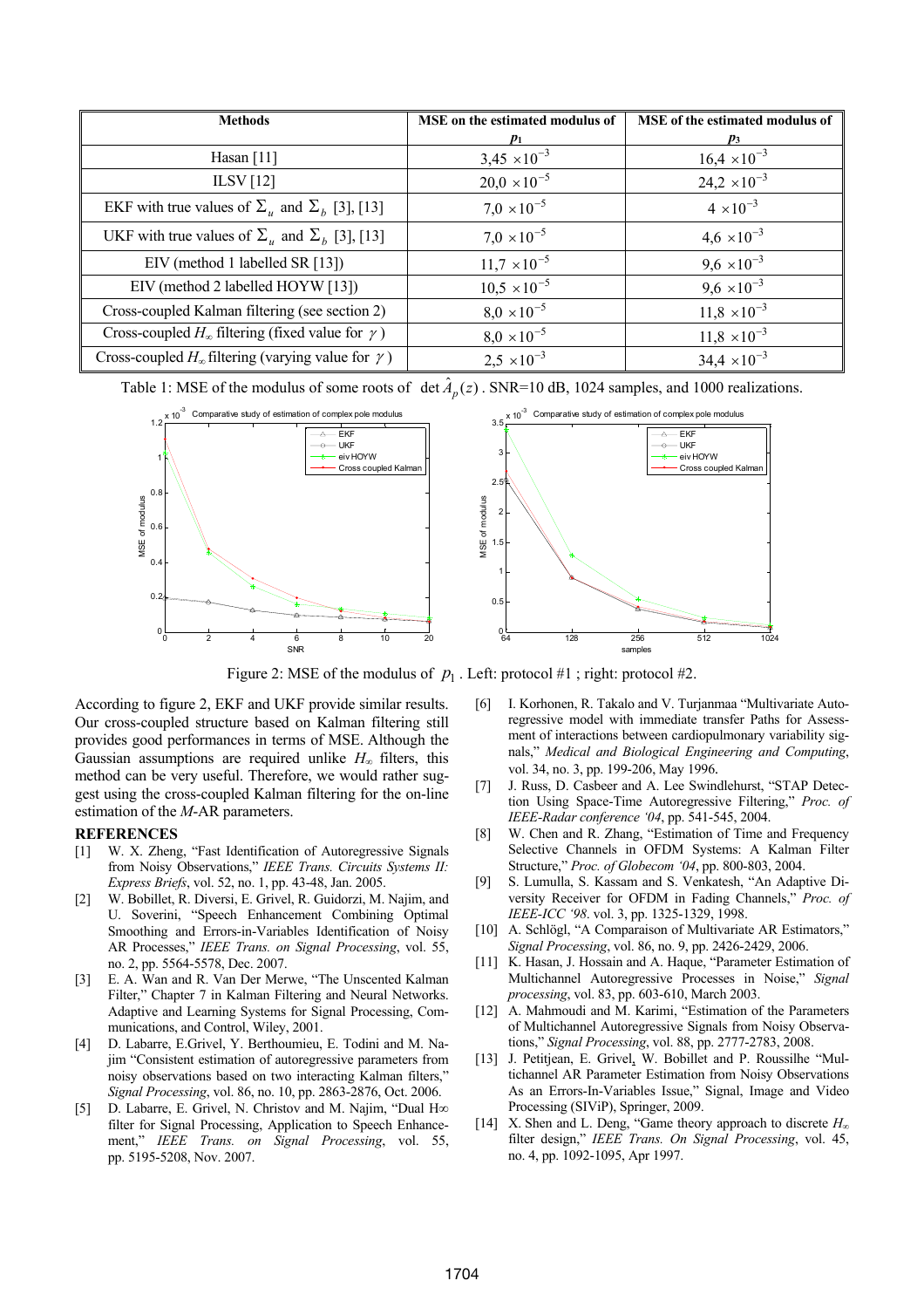| Methods | MSE on the estimated modulus of $p_1$ | MSE of the estimated modulus of $p_3$ |
|---|---|---|
| Hasan [11] | $3{,}45 \times 10^{-3}$ | $16{,}4 \times 10^{-3}$ |
| ILSV [12] | $20{,}0 \times 10^{-5}$ | $24{,}2 \times 10^{-3}$ |
| EKF with true values of $\Sigma_u$ and $\Sigma_b$ [3], [13] | $7{,}0 \times 10^{-5}$ | $4 \times 10^{-3}$ |
| UKF with true values of $\Sigma_u$ and $\Sigma_b$ [3], [13] | $7{,}0 \times 10^{-5}$ | $4{,}6 \times 10^{-3}$ |
| EIV (method 1 labelled SR [13]) | $11{,}7 \times 10^{-5}$ | $9{,}6 \times 10^{-3}$ |
| EIV (method 2 labelled HOYW [13]) | $10{,}5 \times 10^{-5}$ | $9{,}6 \times 10^{-3}$ |
| Cross-coupled Kalman filtering (see section 2) | $8{,}0 \times 10^{-5}$ | $11{,}8 \times 10^{-3}$ |
| Cross-coupled $H_\infty$ filtering (fixed value for $\gamma$) | $8{,}0 \times 10^{-5}$ | $11{,}8 \times 10^{-3}$ |
| Cross-coupled $H_\infty$ filtering (varying value for $\gamma$) | $2{,}5 \times 10^{-3}$ | $34{,}4 \times 10^{-3}$ |

Table 1: MSE of the modulus of some roots of $\det \hat{A}_p(z)$. SNR=10 dB, 1024 samples, and 1000 realizations.

x 10^-3 Comparative study of estimation of complex pole modulus

EKF
UKF
eiv HOYW
Cross coupled Kalman

MSE of modulus

SNR

0 2 4 6 8 10 20

0 0.2 0.4 0.6 0.8 1 1.2

x 10^-3 Comparative study of estimation of complex pole modulus

EKF
UKF
eiv HOYW
Cross coupled Kalman

MSE of modulus

samples

64 128 256 512 1024

0 0.5 1 1.5 2 2.5 3 3.5

Figure 2: MSE of the modulus of $p_1$. Left: protocol #1 ; right: protocol #2.

According to figure 2, EKF and UKF provide similar results. Our cross-coupled structure based on Kalman filtering still provides good performances in terms of MSE. Although the Gaussian assumptions are required unlike $H_\infty$ filters, this method can be very useful. Therefore, we would rather suggest using the cross-coupled Kalman filtering for the on-line estimation of the *M*-AR parameters.

## REFERENCES

[1] W. X. Zheng, "Fast Identification of Autoregressive Signals from Noisy Observations," *IEEE Trans. Circuits Systems II: Express Briefs*, vol. 52, no. 1, pp. 43-48, Jan. 2005.

[2] W. Bobillet, R. Diversi, E. Grivel, R. Guidorzi, M. Najim, and U. Soverini, "Speech Enhancement Combining Optimal Smoothing and Errors-in-Variables Identification of Noisy AR Processes," *IEEE Trans. on Signal Processing*, vol. 55, no. 2, pp. 5564-5578, Dec. 2007.

[3] E. A. Wan and R. Van Der Merwe, "The Unscented Kalman Filter," Chapter 7 in Kalman Filtering and Neural Networks. Adaptive and Learning Systems for Signal Processing, Communications, and Control, Wiley, 2001.

[4] D. Labarre, E.Grivel, Y. Berthoumieu, E. Todini and M. Najim "Consistent estimation of autoregressive parameters from noisy observations based on two interacting Kalman filters," *Signal Processing*, vol. 86, no. 10, pp. 2863-2876, Oct. 2006.

[5] D. Labarre, E. Grivel, N. Christov and M. Najim, "Dual H∞ filter for Signal Processing, Application to Speech Enhancement," *IEEE Trans. on Signal Processing*, vol. 55, pp. 5195-5208, Nov. 2007.

[6] I. Korhonen, R. Takalo and V. Turjanmaa "Multivariate Autoregressive model with immediate transfer Paths for Assessment of interactions between cardiopulmonary variability signals," *Medical and Biological Engineering and Computing*, vol. 34, no. 3, pp. 199-206, May 1996.

[7] J. Russ, D. Casbeer and A. Lee Swindlehurst, "STAP Detection Using Space-Time Autoregressive Filtering," *Proc. of IEEE-Radar conference '04*, pp. 541-545, 2004.

[8] W. Chen and R. Zhang, "Estimation of Time and Frequency Selective Channels in OFDM Systems: A Kalman Filter Structure," *Proc. of Globecom '04*, pp. 800-803, 2004.

[9] S. Lumulla, S. Kassam and S. Venkatesh, "An Adaptive Diversity Receiver for OFDM in Fading Channels," *Proc. of IEEE-ICC '98*. vol. 3, pp. 1325-1329, 1998.

[10] A. Schlögl, "A Comparaison of Multivariate AR Estimators," *Signal Processing*, vol. 86, no. 9, pp. 2426-2429, 2006.

[11] K. Hasan, J. Hossain and A. Haque, "Parameter Estimation of Multichannel Autoregressive Processes in Noise," *Signal processing*, vol. 83, pp. 603-610, March 2003.

[12] A. Mahmoudi and M. Karimi, "Estimation of the Parameters of Multichannel Autoregressive Signals from Noisy Observations," *Signal Processing*, vol. 88, pp. 2777-2783, 2008.

[13] J. Petitjean, E. Grivel, W. Bobillet and P. Roussilhe "Multichannel AR Parameter Estimation from Noisy Observations As an Errors-In-Variables Issue," Signal, Image and Video Processing (SIViP), Springer, 2009.

[14] X. Shen and L. Deng, "Game theory approach to discrete $H_\infty$ filter design," *IEEE Trans. On Signal Processing*, vol. 45, no. 4, pp. 1092-1095, Apr 1997.